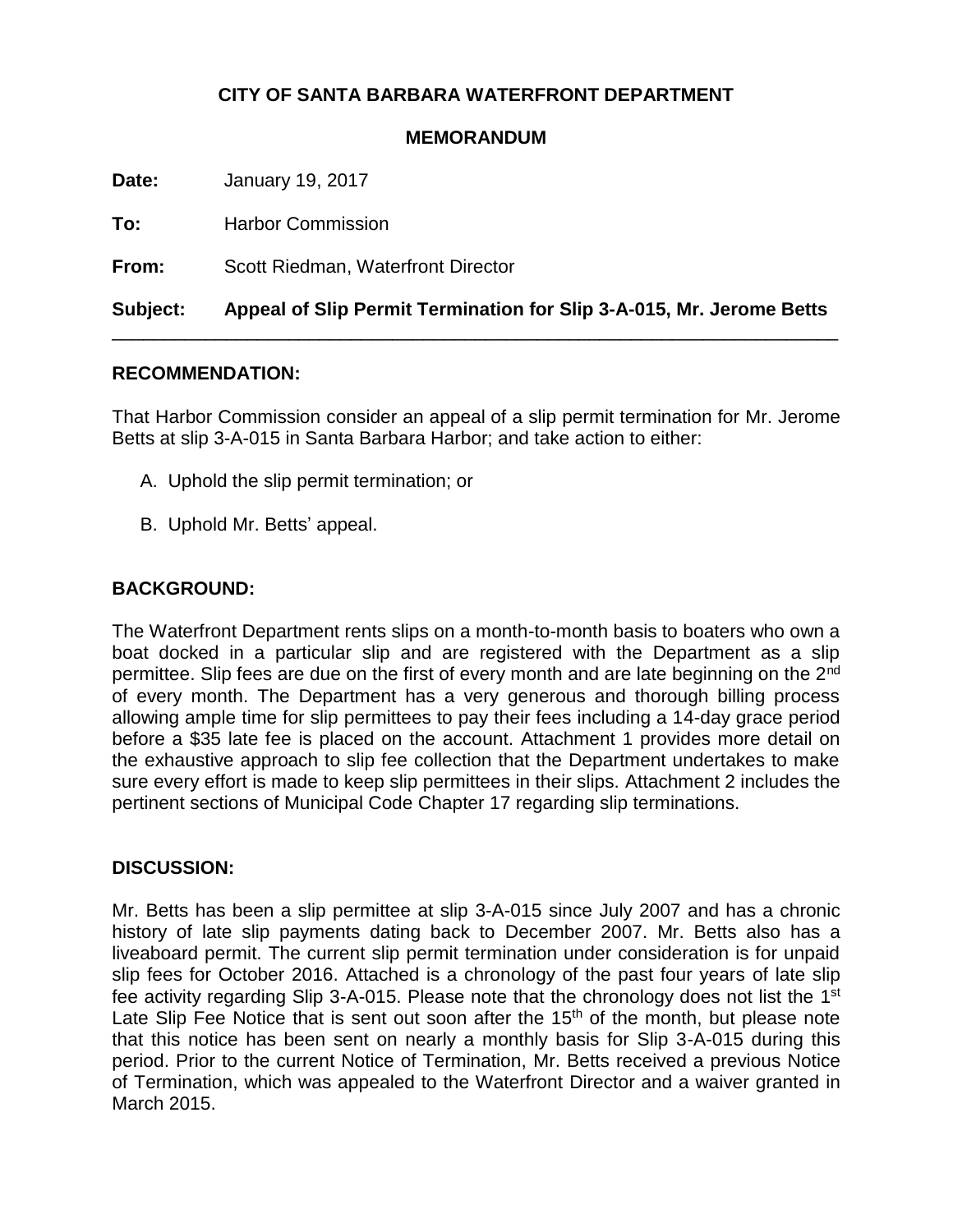**CITY OF SANTA BARBARA WATERFRONT DEPARTMENT**

**MEMORANDUM**

**Date:** January 19, 2017

**To:** Harbor Commission

**From:** Scott Riedman, Waterfront Director

**Subject: Appeal of Slip Permit Termination for Slip 3-A-015, Mr. Jerome Betts**

---

## RECOMMENDATION:

That Harbor Commission consider an appeal of a slip permit termination for Mr. Jerome Betts at slip 3-A-015 in Santa Barbara Harbor; and take action to either:

A. Uphold the slip permit termination; or

B. Uphold Mr. Betts' appeal.

## BACKGROUND:

The Waterfront Department rents slips on a month-to-month basis to boaters who own a boat docked in a particular slip and are registered with the Department as a slip permittee. Slip fees are due on the first of every month and are late beginning on the 2nd of every month. The Department has a very generous and thorough billing process allowing ample time for slip permittees to pay their fees including a 14-day grace period before a $35 late fee is placed on the account. Attachment 1 provides more detail on the exhaustive approach to slip fee collection that the Department undertakes to make sure every effort is made to keep slip permittees in their slips. Attachment 2 includes the pertinent sections of Municipal Code Chapter 17 regarding slip terminations.

## DISCUSSION:

Mr. Betts has been a slip permittee at slip 3-A-015 since July 2007 and has a chronic history of late slip payments dating back to December 2007. Mr. Betts also has a liveaboard permit. The current slip permit termination under consideration is for unpaid slip fees for October 2016. Attached is a chronology of the past four years of late slip fee activity regarding Slip 3-A-015. Please note that the chronology does not list the 1st Late Slip Fee Notice that is sent out soon after the 15th of the month, but please note that this notice has been sent on nearly a monthly basis for Slip 3-A-015 during this period. Prior to the current Notice of Termination, Mr. Betts received a previous Notice of Termination, which was appealed to the Waterfront Director and a waiver granted in March 2015.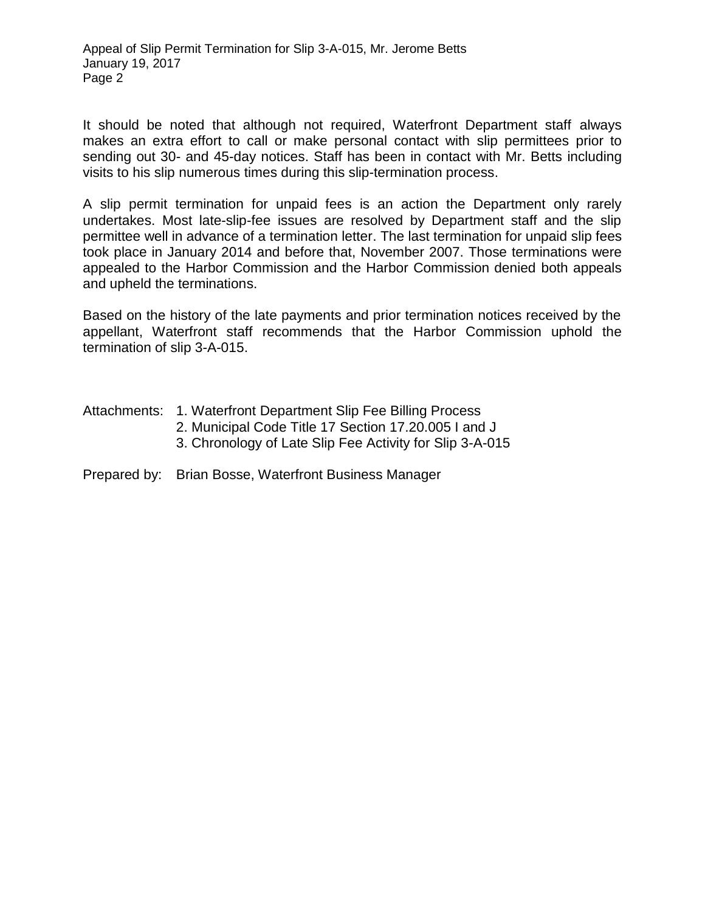It should be noted that although not required, Waterfront Department staff always makes an extra effort to call or make personal contact with slip permittees prior to sending out 30- and 45-day notices. Staff has been in contact with Mr. Betts including visits to his slip numerous times during this slip-termination process.

A slip permit termination for unpaid fees is an action the Department only rarely undertakes. Most late-slip-fee issues are resolved by Department staff and the slip permittee well in advance of a termination letter. The last termination for unpaid slip fees took place in January 2014 and before that, November 2007. Those terminations were appealed to the Harbor Commission and the Harbor Commission denied both appeals and upheld the terminations.

Based on the history of the late payments and prior termination notices received by the appellant, Waterfront staff recommends that the Harbor Commission uphold the termination of slip 3-A-015.

Attachments:
1. Waterfront Department Slip Fee Billing Process
2. Municipal Code Title 17 Section 17.20.005 I and J
3. Chronology of Late Slip Fee Activity for Slip 3-A-015

Prepared by: Brian Bosse, Waterfront Business Manager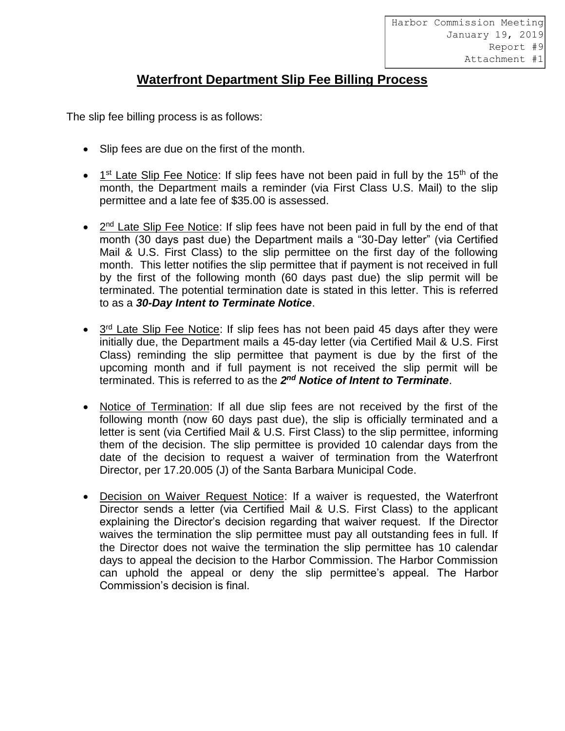Harbor Commission Meeting
January 19, 2019
Report #9
Attachment #1

# Waterfront Department Slip Fee Billing Process

The slip fee billing process is as follows:

- Slip fees are due on the first of the month.
- 1st Late Slip Fee Notice: If slip fees have not been paid in full by the 15th of the month, the Department mails a reminder (via First Class U.S. Mail) to the slip permittee and a late fee of $35.00 is assessed.
- 2nd Late Slip Fee Notice: If slip fees have not been paid in full by the end of that month (30 days past due) the Department mails a “30-Day letter” (via Certified Mail & U.S. First Class) to the slip permittee on the first day of the following month. This letter notifies the slip permittee that if payment is not received in full by the first of the following month (60 days past due) the slip permit will be terminated. The potential termination date is stated in this letter. This is referred to as a ***30-Day Intent to Terminate Notice***.
- 3rd Late Slip Fee Notice: If slip fees has not been paid 45 days after they were initially due, the Department mails a 45-day letter (via Certified Mail & U.S. First Class) reminding the slip permittee that payment is due by the first of the upcoming month and if full payment is not received the slip permit will be terminated. This is referred to as the ***2nd Notice of Intent to Terminate***.
- Notice of Termination: If all due slip fees are not received by the first of the following month (now 60 days past due), the slip is officially terminated and a letter is sent (via Certified Mail & U.S. First Class) to the slip permittee, informing them of the decision. The slip permittee is provided 10 calendar days from the date of the decision to request a waiver of termination from the Waterfront Director, per 17.20.005 (J) of the Santa Barbara Municipal Code.
- Decision on Waiver Request Notice: If a waiver is requested, the Waterfront Director sends a letter (via Certified Mail & U.S. First Class) to the applicant explaining the Director’s decision regarding that waiver request. If the Director waives the termination the slip permittee must pay all outstanding fees in full. If the Director does not waive the termination the slip permittee has 10 calendar days to appeal the decision to the Harbor Commission. The Harbor Commission can uphold the appeal or deny the slip permittee’s appeal. The Harbor Commission’s decision is final.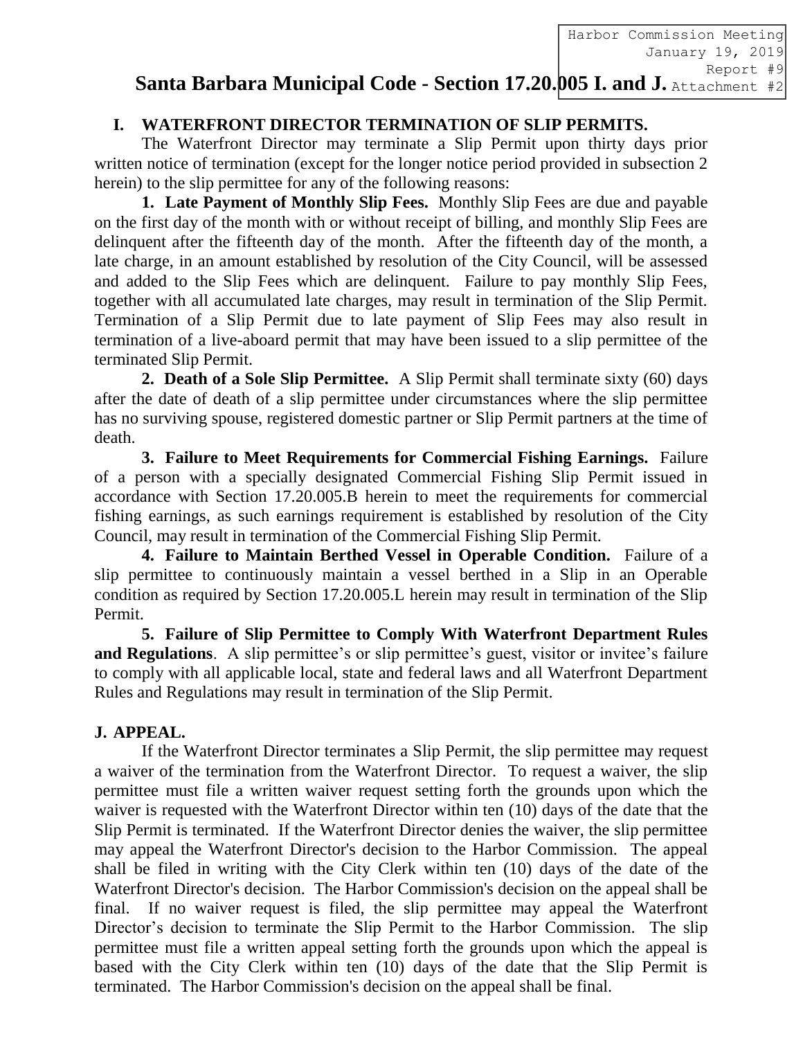Harbor Commission Meeting
January 19, 2019
Report #9
Attachment #2

# Santa Barbara Municipal Code - Section 17.20.005 I. and J.

## I. WATERFRONT DIRECTOR TERMINATION OF SLIP PERMITS.

The Waterfront Director may terminate a Slip Permit upon thirty days prior written notice of termination (except for the longer notice period provided in subsection 2 herein) to the slip permittee for any of the following reasons:

**1. Late Payment of Monthly Slip Fees.** Monthly Slip Fees are due and payable on the first day of the month with or without receipt of billing, and monthly Slip Fees are delinquent after the fifteenth day of the month. After the fifteenth day of the month, a late charge, in an amount established by resolution of the City Council, will be assessed and added to the Slip Fees which are delinquent. Failure to pay monthly Slip Fees, together with all accumulated late charges, may result in termination of the Slip Permit. Termination of a Slip Permit due to late payment of Slip Fees may also result in termination of a live-aboard permit that may have been issued to a slip permittee of the terminated Slip Permit.

**2. Death of a Sole Slip Permittee.** A Slip Permit shall terminate sixty (60) days after the date of death of a slip permittee under circumstances where the slip permittee has no surviving spouse, registered domestic partner or Slip Permit partners at the time of death.

**3. Failure to Meet Requirements for Commercial Fishing Earnings.** Failure of a person with a specially designated Commercial Fishing Slip Permit issued in accordance with Section 17.20.005.B herein to meet the requirements for commercial fishing earnings, as such earnings requirement is established by resolution of the City Council, may result in termination of the Commercial Fishing Slip Permit.

**4. Failure to Maintain Berthed Vessel in Operable Condition.** Failure of a slip permittee to continuously maintain a vessel berthed in a Slip in an Operable condition as required by Section 17.20.005.L herein may result in termination of the Slip Permit.

**5. Failure of Slip Permittee to Comply With Waterfront Department Rules and Regulations**. A slip permittee's or slip permittee's guest, visitor or invitee's failure to comply with all applicable local, state and federal laws and all Waterfront Department Rules and Regulations may result in termination of the Slip Permit.

## J. APPEAL.

If the Waterfront Director terminates a Slip Permit, the slip permittee may request a waiver of the termination from the Waterfront Director. To request a waiver, the slip permittee must file a written waiver request setting forth the grounds upon which the waiver is requested with the Waterfront Director within ten (10) days of the date that the Slip Permit is terminated. If the Waterfront Director denies the waiver, the slip permittee may appeal the Waterfront Director's decision to the Harbor Commission. The appeal shall be filed in writing with the City Clerk within ten (10) days of the date of the Waterfront Director's decision. The Harbor Commission's decision on the appeal shall be final. If no waiver request is filed, the slip permittee may appeal the Waterfront Director's decision to terminate the Slip Permit to the Harbor Commission. The slip permittee must file a written appeal setting forth the grounds upon which the appeal is based with the City Clerk within ten (10) days of the date that the Slip Permit is terminated. The Harbor Commission's decision on the appeal shall be final.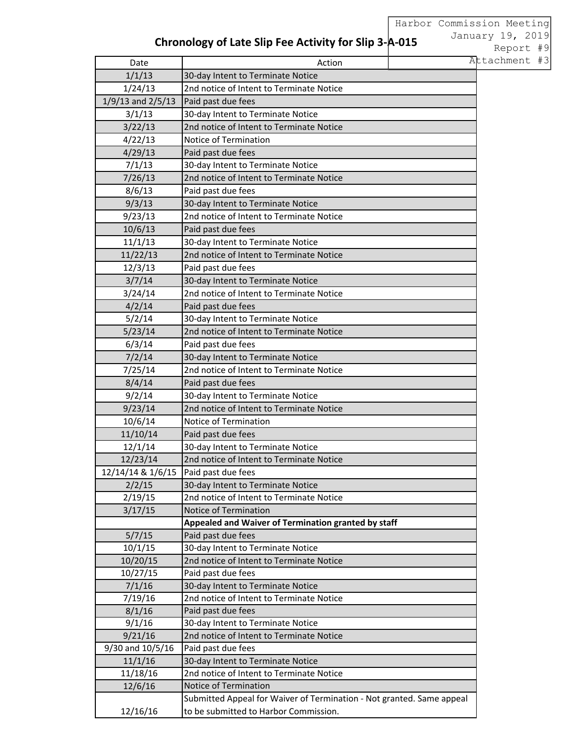Harbor Commission Meeting
January 19, 2019
Report #9
Attachment #3

# Chronology of Late Slip Fee Activity for Slip 3-A-015

| Date | Action |
|---|---|
| 1/1/13 | 30-day Intent to Terminate Notice |
| 1/24/13 | 2nd notice of Intent to Terminate Notice |
| 1/9/13 and 2/5/13 | Paid past due fees |
| 3/1/13 | 30-day Intent to Terminate Notice |
| 3/22/13 | 2nd notice of Intent to Terminate Notice |
| 4/22/13 | Notice of Termination |
| 4/29/13 | Paid past due fees |
| 7/1/13 | 30-day Intent to Terminate Notice |
| 7/26/13 | 2nd notice of Intent to Terminate Notice |
| 8/6/13 | Paid past due fees |
| 9/3/13 | 30-day Intent to Terminate Notice |
| 9/23/13 | 2nd notice of Intent to Terminate Notice |
| 10/6/13 | Paid past due fees |
| 11/1/13 | 30-day Intent to Terminate Notice |
| 11/22/13 | 2nd notice of Intent to Terminate Notice |
| 12/3/13 | Paid past due fees |
| 3/7/14 | 30-day Intent to Terminate Notice |
| 3/24/14 | 2nd notice of Intent to Terminate Notice |
| 4/2/14 | Paid past due fees |
| 5/2/14 | 30-day Intent to Terminate Notice |
| 5/23/14 | 2nd notice of Intent to Terminate Notice |
| 6/3/14 | Paid past due fees |
| 7/2/14 | 30-day Intent to Terminate Notice |
| 7/25/14 | 2nd notice of Intent to Terminate Notice |
| 8/4/14 | Paid past due fees |
| 9/2/14 | 30-day Intent to Terminate Notice |
| 9/23/14 | 2nd notice of Intent to Terminate Notice |
| 10/6/14 | Notice of Termination |
| 11/10/14 | Paid past due fees |
| 12/1/14 | 30-day Intent to Terminate Notice |
| 12/23/14 | 2nd notice of Intent to Terminate Notice |
| 12/14/14 & 1/6/15 | Paid past due fees |
| 2/2/15 | 30-day Intent to Terminate Notice |
| 2/19/15 | 2nd notice of Intent to Terminate Notice |
| 3/17/15 | Notice of Termination |
| | **Appealed and Waiver of Termination granted by staff** |
| 5/7/15 | Paid past due fees |
| 10/1/15 | 30-day Intent to Terminate Notice |
| 10/20/15 | 2nd notice of Intent to Terminate Notice |
| 10/27/15 | Paid past due fees |
| 7/1/16 | 30-day Intent to Terminate Notice |
| 7/19/16 | 2nd notice of Intent to Terminate Notice |
| 8/1/16 | Paid past due fees |
| 9/1/16 | 30-day Intent to Terminate Notice |
| 9/21/16 | 2nd notice of Intent to Terminate Notice |
| 9/30 and 10/5/16 | Paid past due fees |
| 11/1/16 | 30-day Intent to Terminate Notice |
| 11/18/16 | 2nd notice of Intent to Terminate Notice |
| 12/6/16 | Notice of Termination |
| 12/16/16 | Submitted Appeal for Waiver of Termination - Not granted. Same appeal to be submitted to Harbor Commission. |